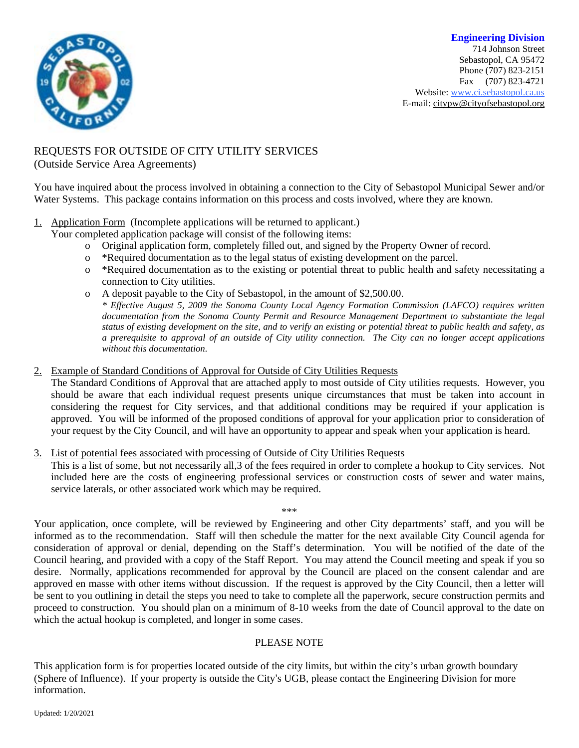**Engineering Division**
714 Johnson Street
Sebastopol, CA 95472
Phone (707) 823-2151
Fax (707) 823-4721
Website: www.ci.sebastopol.ca.us
E-mail: citypw@cityofsebastopol.org

# REQUESTS FOR OUTSIDE OF CITY UTILITY SERVICES
(Outside Service Area Agreements)

You have inquired about the process involved in obtaining a connection to the City of Sebastopol Municipal Sewer and/or Water Systems. This package contains information on this process and costs involved, where they are known.

1. Application Form (Incomplete applications will be returned to applicant.)
   Your completed application package will consist of the following items:
   - Original application form, completely filled out, and signed by the Property Owner of record.
   - *Required documentation as to the legal status of existing development on the parcel.
   - *Required documentation as to the existing or potential threat to public health and safety necessitating a connection to City utilities.
   - A deposit payable to the City of Sebastopol, in the amount of $2,500.00.

   *\* Effective August 5, 2009 the Sonoma County Local Agency Formation Commission (LAFCO) requires written documentation from the Sonoma County Permit and Resource Management Department to substantiate the legal status of existing development on the site, and to verify an existing or potential threat to public health and safety, as a prerequisite to approval of an outside of City utility connection. The City can no longer accept applications without this documentation.*

2. Example of Standard Conditions of Approval for Outside of City Utilities Requests
   The Standard Conditions of Approval that are attached apply to most outside of City utilities requests. However, you should be aware that each individual request presents unique circumstances that must be taken into account in considering the request for City services, and that additional conditions may be required if your application is approved. You will be informed of the proposed conditions of approval for your application prior to consideration of your request by the City Council, and will have an opportunity to appear and speak when your application is heard.

3. List of potential fees associated with processing of Outside of City Utilities Requests
   This is a list of some, but not necessarily all,3 of the fees required in order to complete a hookup to City services. Not included here are the costs of engineering professional services or construction costs of sewer and water mains, service laterals, or other associated work which may be required.

\*\*\*

Your application, once complete, will be reviewed by Engineering and other City departments' staff, and you will be informed as to the recommendation. Staff will then schedule the matter for the next available City Council agenda for consideration of approval or denial, depending on the Staff's determination. You will be notified of the date of the Council hearing, and provided with a copy of the Staff Report. You may attend the Council meeting and speak if you so desire. Normally, applications recommended for approval by the Council are placed on the consent calendar and are approved en masse with other items without discussion. If the request is approved by the City Council, then a letter will be sent to you outlining in detail the steps you need to take to complete all the paperwork, secure construction permits and proceed to construction. You should plan on a minimum of 8-10 weeks from the date of Council approval to the date on which the actual hookup is completed, and longer in some cases.

## PLEASE NOTE

This application form is for properties located outside of the city limits, but within the city's urban growth boundary (Sphere of Influence). If your property is outside the City's UGB, please contact the Engineering Division for more information.

Updated: 1/20/2021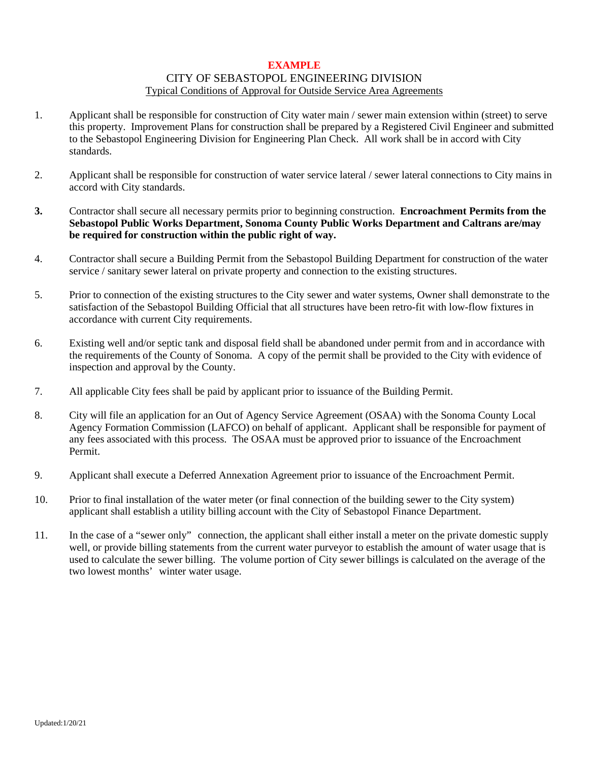**EXAMPLE**

CITY OF SEBASTOPOL ENGINEERING DIVISION

Typical Conditions of Approval for Outside Service Area Agreements

1. Applicant shall be responsible for construction of City water main / sewer main extension within (street) to serve this property. Improvement Plans for construction shall be prepared by a Registered Civil Engineer and submitted to the Sebastopol Engineering Division for Engineering Plan Check. All work shall be in accord with City standards.

2. Applicant shall be responsible for construction of water service lateral / sewer lateral connections to City mains in accord with City standards.

3. Contractor shall secure all necessary permits prior to beginning construction. **Encroachment Permits from the Sebastopol Public Works Department, Sonoma County Public Works Department and Caltrans are/may be required for construction within the public right of way.**

4. Contractor shall secure a Building Permit from the Sebastopol Building Department for construction of the water service / sanitary sewer lateral on private property and connection to the existing structures.

5. Prior to connection of the existing structures to the City sewer and water systems, Owner shall demonstrate to the satisfaction of the Sebastopol Building Official that all structures have been retro-fit with low-flow fixtures in accordance with current City requirements.

6. Existing well and/or septic tank and disposal field shall be abandoned under permit from and in accordance with the requirements of the County of Sonoma. A copy of the permit shall be provided to the City with evidence of inspection and approval by the County.

7. All applicable City fees shall be paid by applicant prior to issuance of the Building Permit.

8. City will file an application for an Out of Agency Service Agreement (OSAA) with the Sonoma County Local Agency Formation Commission (LAFCO) on behalf of applicant. Applicant shall be responsible for payment of any fees associated with this process. The OSAA must be approved prior to issuance of the Encroachment Permit.

9. Applicant shall execute a Deferred Annexation Agreement prior to issuance of the Encroachment Permit.

10. Prior to final installation of the water meter (or final connection of the building sewer to the City system) applicant shall establish a utility billing account with the City of Sebastopol Finance Department.

11. In the case of a "sewer only" connection, the applicant shall either install a meter on the private domestic supply well, or provide billing statements from the current water purveyor to establish the amount of water usage that is used to calculate the sewer billing. The volume portion of City sewer billings is calculated on the average of the two lowest months' winter water usage.

Updated:1/20/21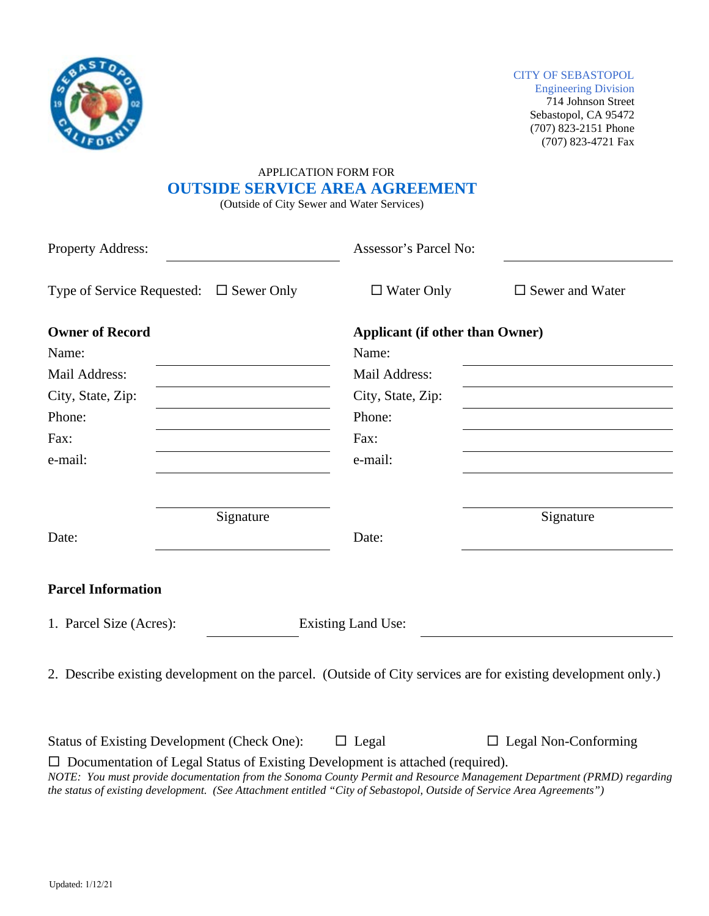CITY OF SEBASTOPOL
Engineering Division
714 Johnson Street
Sebastopol, CA 95472
(707) 823-2151 Phone
(707) 823-4721 Fax

APPLICATION FORM FOR

# OUTSIDE SERVICE AREA AGREEMENT

(Outside of City Sewer and Water Services)

Property Address: ____________________ Assessor's Parcel No: ____________________

Type of Service Requested: ☐ Sewer Only ☐ Water Only ☐ Sewer and Water

| **Owner of Record** | | **Applicant (if other than Owner)** | |
|---|---|---|---|
| Name: | | Name: | |
| Mail Address: | | Mail Address: | |
| City, State, Zip: | | City, State, Zip: | |
| Phone: | | Phone: | |
| Fax: | | Fax: | |
| e-mail: | | e-mail: | |
| | Signature | | Signature |
| Date: | | Date: | |

**Parcel Information**

1. Parcel Size (Acres): __________ Existing Land Use: ____________________

2. Describe existing development on the parcel. (Outside of City services are for existing development only.)

Status of Existing Development (Check One): ☐ Legal ☐ Legal Non-Conforming

☐ Documentation of Legal Status of Existing Development is attached (required).

*NOTE: You must provide documentation from the Sonoma County Permit and Resource Management Department (PRMD) regarding the status of existing development. (See Attachment entitled "City of Sebastopol, Outside of Service Area Agreements")*

Updated: 1/12/21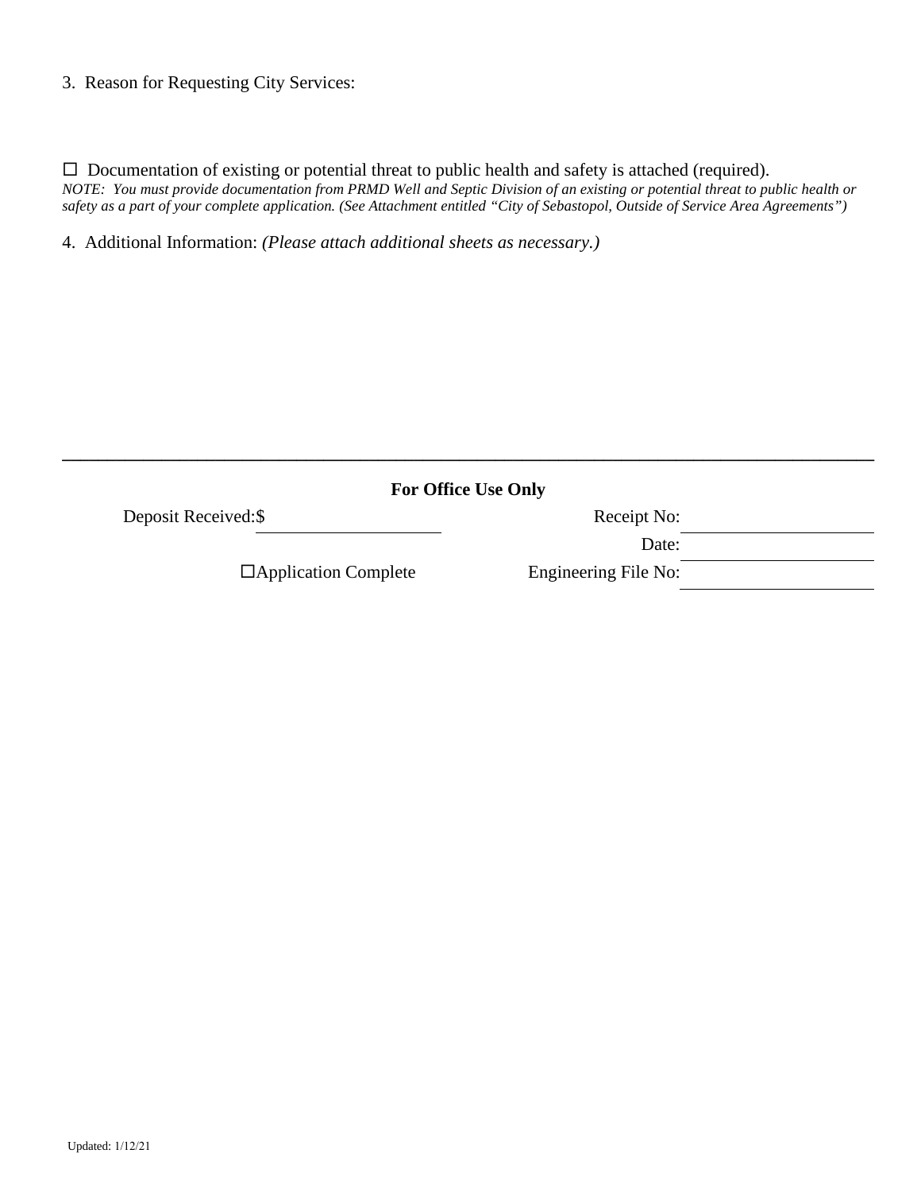3. Reason for Requesting City Services:

☐ Documentation of existing or potential threat to public health and safety is attached (required).
*NOTE: You must provide documentation from PRMD Well and Septic Division of an existing or potential threat to public health or safety as a part of your complete application. (See Attachment entitled "City of Sebastopol, Outside of Service Area Agreements")*

4. Additional Information: *(Please attach additional sheets as necessary.)*

---

**For Office Use Only**

Deposit Received:$ ____________________ Receipt No: ____________________

Date: ____________________

☐Application Complete Engineering File No: ____________________

Updated: 1/12/21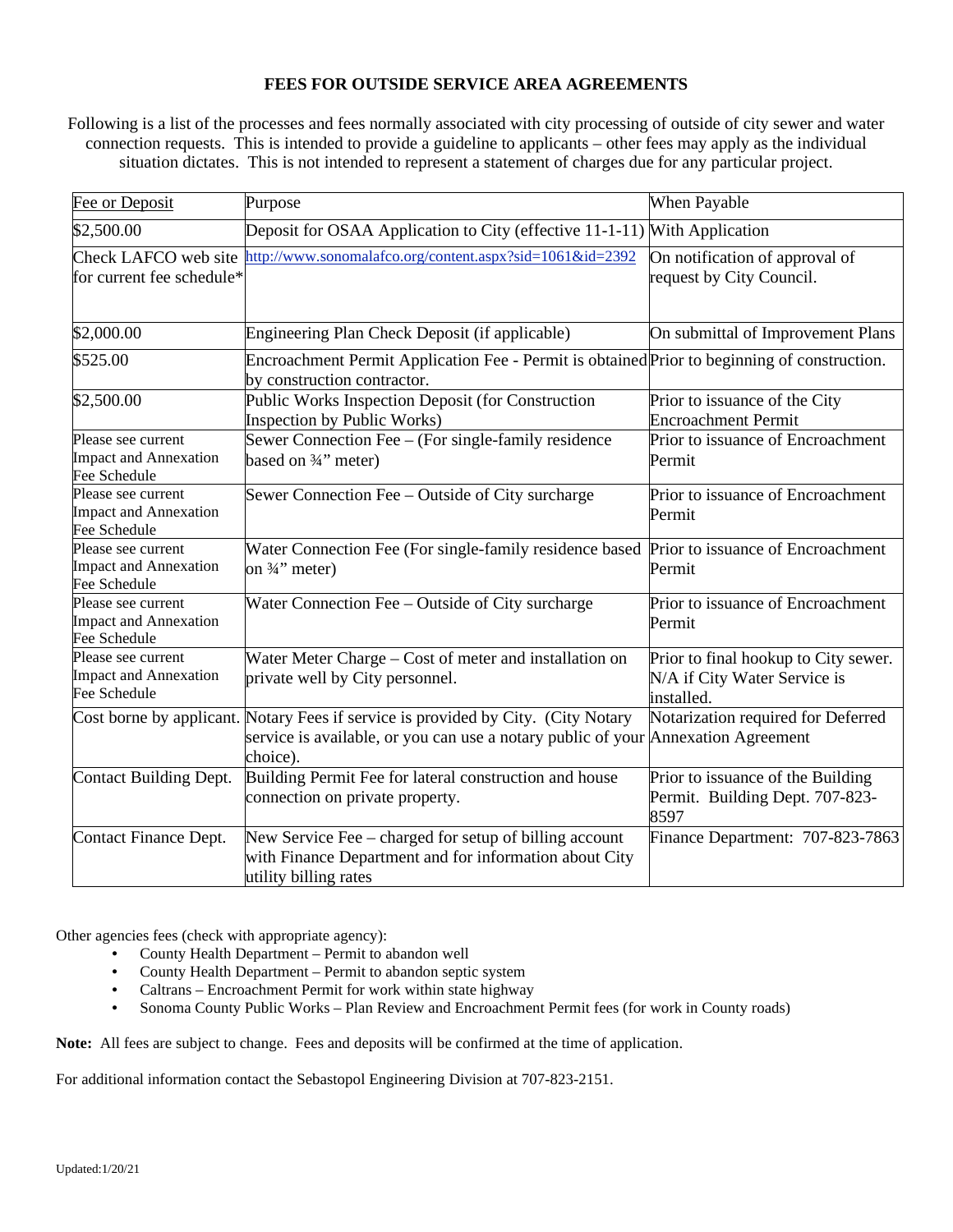# FEES FOR OUTSIDE SERVICE AREA AGREEMENTS

Following is a list of the processes and fees normally associated with city processing of outside of city sewer and water connection requests. This is intended to provide a guideline to applicants – other fees may apply as the individual situation dictates. This is not intended to represent a statement of charges due for any particular project.

| Fee or Deposit | Purpose | When Payable |
|---|---|---|
| $2,500.00 | Deposit for OSAA Application to City (effective 11-1-11) | With Application |
| Check LAFCO web site for current fee schedule* | http://www.sonomalafco.org/content.aspx?sid=1061&id=2392 | On notification of approval of request by City Council. |
| $2,000.00 | Engineering Plan Check Deposit (if applicable) | On submittal of Improvement Plans |
| $525.00 | Encroachment Permit Application Fee - Permit is obtained by construction contractor. | Prior to beginning of construction. |
| $2,500.00 | Public Works Inspection Deposit (for Construction Inspection by Public Works) | Prior to issuance of the City Encroachment Permit |
| Please see current Impact and Annexation Fee Schedule | Sewer Connection Fee – (For single-family residence based on ¾" meter) | Prior to issuance of Encroachment Permit |
| Please see current Impact and Annexation Fee Schedule | Sewer Connection Fee – Outside of City surcharge | Prior to issuance of Encroachment Permit |
| Please see current Impact and Annexation Fee Schedule | Water Connection Fee (For single-family residence based on ¾" meter) | Prior to issuance of Encroachment Permit |
| Please see current Impact and Annexation Fee Schedule | Water Connection Fee – Outside of City surcharge | Prior to issuance of Encroachment Permit |
| Please see current Impact and Annexation Fee Schedule | Water Meter Charge – Cost of meter and installation on private well by City personnel. | Prior to final hookup to City sewer. N/A if City Water Service is installed. |
| Cost borne by applicant. | Notary Fees if service is provided by City. (City Notary service is available, or you can use a notary public of your choice). | Notarization required for Deferred Annexation Agreement |
| Contact Building Dept. | Building Permit Fee for lateral construction and house connection on private property. | Prior to issuance of the Building Permit. Building Dept. 707-823-8597 |
| Contact Finance Dept. | New Service Fee – charged for setup of billing account with Finance Department and for information about City utility billing rates | Finance Department: 707-823-7863 |

Other agencies fees (check with appropriate agency):

- County Health Department – Permit to abandon well
- County Health Department – Permit to abandon septic system
- Caltrans – Encroachment Permit for work within state highway
- Sonoma County Public Works – Plan Review and Encroachment Permit fees (for work in County roads)

**Note:** All fees are subject to change. Fees and deposits will be confirmed at the time of application.

For additional information contact the Sebastopol Engineering Division at 707-823-2151.

Updated:1/20/21